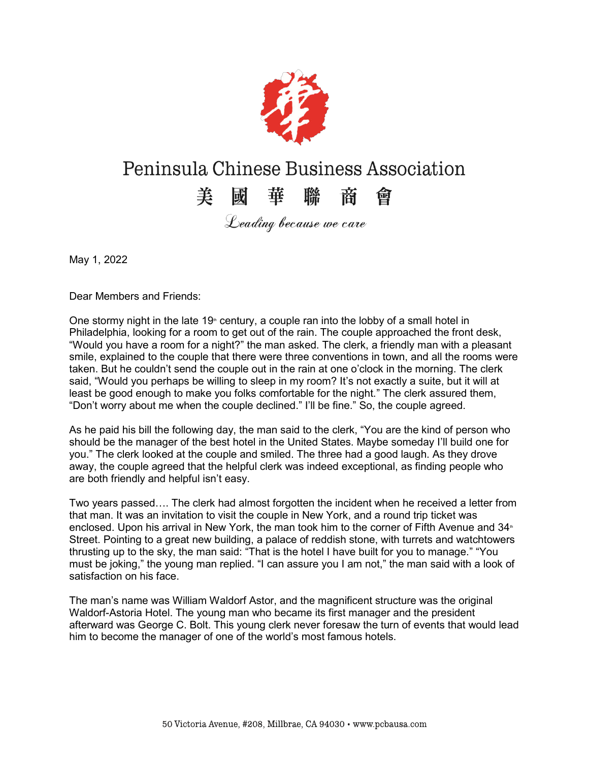# Peninsula Chinese Business Association

## 美 國 華 聯 商 會

*Leading because we care*

May 1, 2022

Dear Members and Friends:

One stormy night in the late 19th century, a couple ran into the lobby of a small hotel in Philadelphia, looking for a room to get out of the rain. The couple approached the front desk, “Would you have a room for a night?” the man asked. The clerk, a friendly man with a pleasant smile, explained to the couple that there were three conventions in town, and all the rooms were taken. But he couldn’t send the couple out in the rain at one o’clock in the morning. The clerk said, “Would you perhaps be willing to sleep in my room? It’s not exactly a suite, but it will at least be good enough to make you folks comfortable for the night.” The clerk assured them, “Don’t worry about me when the couple declined.” I’ll be fine.” So, the couple agreed.

As he paid his bill the following day, the man said to the clerk, “You are the kind of person who should be the manager of the best hotel in the United States. Maybe someday I’ll build one for you.” The clerk looked at the couple and smiled. The three had a good laugh. As they drove away, the couple agreed that the helpful clerk was indeed exceptional, as finding people who are both friendly and helpful isn’t easy.

Two years passed…. The clerk had almost forgotten the incident when he received a letter from that man. It was an invitation to visit the couple in New York, and a round trip ticket was enclosed. Upon his arrival in New York, the man took him to the corner of Fifth Avenue and 34th Street. Pointing to a great new building, a palace of reddish stone, with turrets and watchtowers thrusting up to the sky, the man said: “That is the hotel I have built for you to manage.” “You must be joking,” the young man replied. “I can assure you I am not,” the man said with a look of satisfaction on his face.

The man’s name was William Waldorf Astor, and the magnificent structure was the original Waldorf-Astoria Hotel. The young man who became its first manager and the president afterward was George C. Bolt. This young clerk never foresaw the turn of events that would lead him to become the manager of one of the world’s most famous hotels.

50 Victoria Avenue, #208, Millbrae, CA 94030 • www.pcbausa.com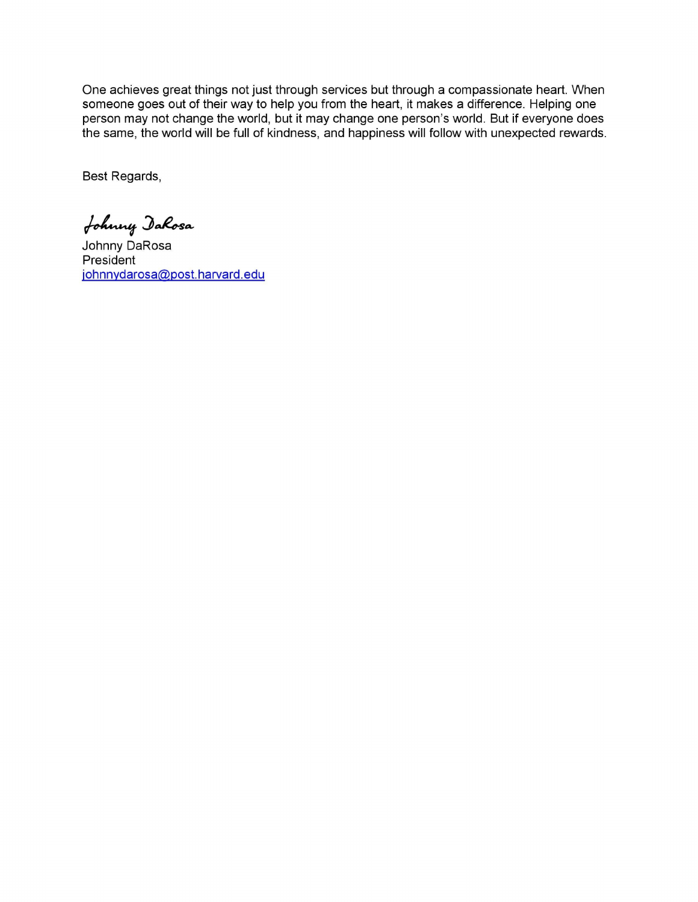One achieves great things not just through services but through a compassionate heart. When someone goes out of their way to help you from the heart, it makes a difference. Helping one person may not change the world, but it may change one person's world. But if everyone does the same, the world will be full of kindness, and happiness will follow with unexpected rewards.

Best Regards,

*Johnny DaRosa*

Johnny DaRosa
President
johnnydarosa@post.harvard.edu